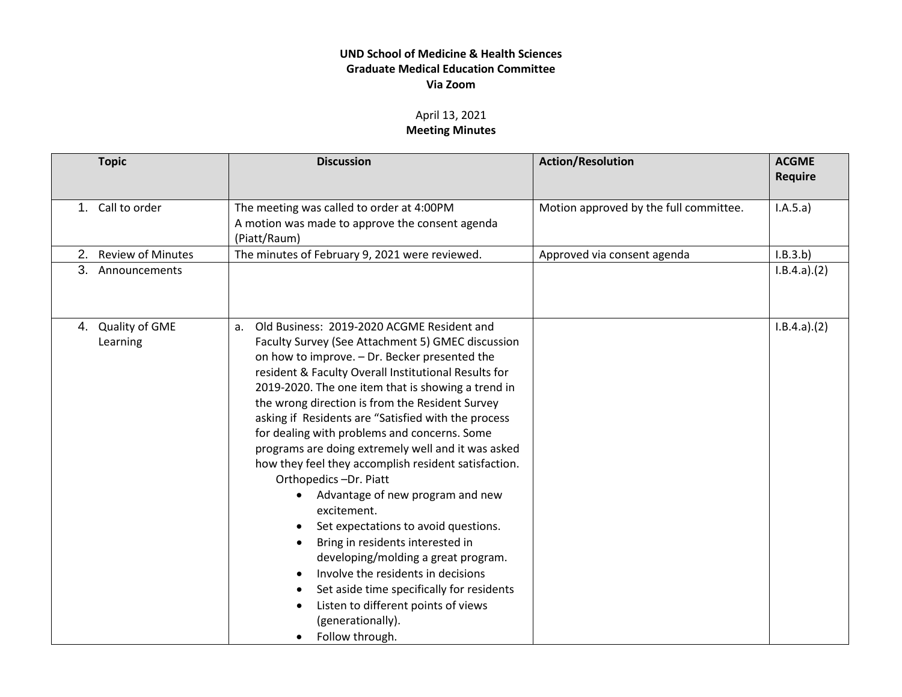**UND School of Medicine & Health Sciences**
**Graduate Medical Education Committee**
**Via Zoom**

April 13, 2021
**Meeting Minutes**

| Topic | Discussion | Action/Resolution | ACGME Require |
|---|---|---|---|
| 1. Call to order | The meeting was called to order at 4:00PM<br>A motion was made to approve the consent agenda (Piatt/Raum) | Motion approved by the full committee. | I.A.5.a) |
| 2. Review of Minutes | The minutes of February 9, 2021 were reviewed. | Approved via consent agenda | I.B.3.b) |
| 3. Announcements | | | I.B.4.a).(2) |
| 4. Quality of GME Learning | a. Old Business: 2019-2020 ACGME Resident and Faculty Survey (See Attachment 5) GMEC discussion on how to improve. – Dr. Becker presented the resident & Faculty Overall Institutional Results for 2019-2020. The one item that is showing a trend in the wrong direction is from the Resident Survey asking if Residents are "Satisfied with the process for dealing with problems and concerns. Some programs are doing extremely well and it was asked how they feel they accomplish resident satisfaction.<br>Orthopedics –Dr. Piatt<br>• Advantage of new program and new excitement.<br>• Set expectations to avoid questions.<br>• Bring in residents interested in developing/molding a great program.<br>• Involve the residents in decisions<br>• Set aside time specifically for residents<br>• Listen to different points of views (generationally).<br>• Follow through. | | I.B.4.a).(2) |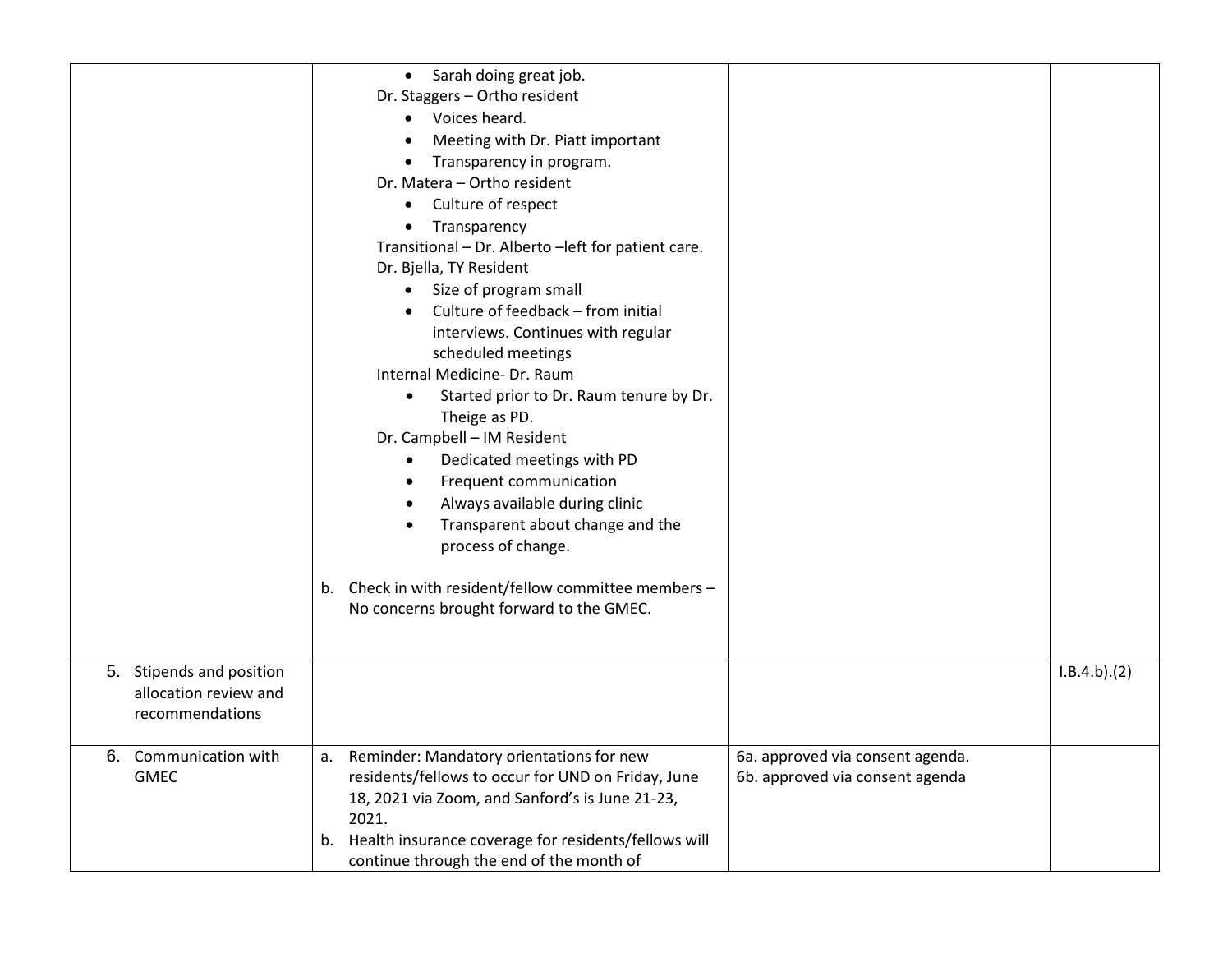| | | | |
|---|---|---|---|
| | • Sarah doing great job.<br>Dr. Staggers – Ortho resident<br>• Voices heard.<br>• Meeting with Dr. Piatt important<br>• Transparency in program.<br>Dr. Matera – Ortho resident<br>• Culture of respect<br>• Transparency<br>Transitional – Dr. Alberto –left for patient care.<br>Dr. Bjella, TY Resident<br>• Size of program small<br>• Culture of feedback – from initial interviews. Continues with regular scheduled meetings<br>Internal Medicine- Dr. Raum<br>• Started prior to Dr. Raum tenure by Dr. Theige as PD.<br>Dr. Campbell – IM Resident<br>• Dedicated meetings with PD<br>• Frequent communication<br>• Always available during clinic<br>• Transparent about change and the process of change.<br><br>b. Check in with resident/fellow committee members – No concerns brought forward to the GMEC. | | |
| 5. Stipends and position allocation review and recommendations | | | I.B.4.b).(2) |
| 6. Communication with GMEC | a. Reminder: Mandatory orientations for new residents/fellows to occur for UND on Friday, June 18, 2021 via Zoom, and Sanford's is June 21-23, 2021.<br>b. Health insurance coverage for residents/fellows will continue through the end of the month of | 6a. approved via consent agenda.<br>6b. approved via consent agenda | |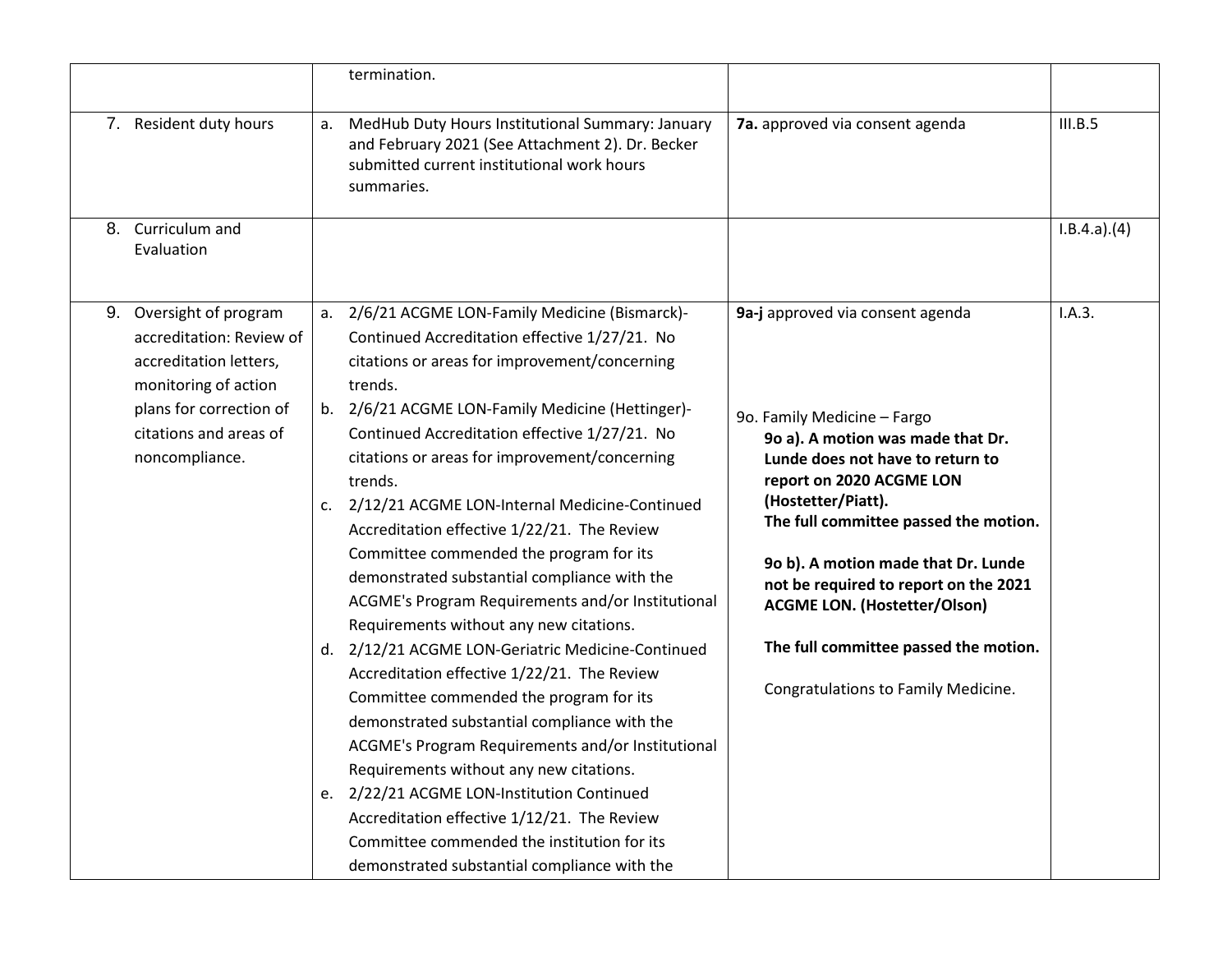| | | | |
|---|---|---|---|
| | termination. | | |
| 7. Resident duty hours | a. MedHub Duty Hours Institutional Summary: January and February 2021 (See Attachment 2). Dr. Becker submitted current institutional work hours summaries. | **7a.** approved via consent agenda | III.B.5 |
| 8. Curriculum and Evaluation | | | I.B.4.a).(4) |
| 9. Oversight of program accreditation: Review of accreditation letters, monitoring of action plans for correction of citations and areas of noncompliance. | a. 2/6/21 ACGME LON-Family Medicine (Bismarck)-Continued Accreditation effective 1/27/21. No citations or areas for improvement/concerning trends.<br>b. 2/6/21 ACGME LON-Family Medicine (Hettinger)-Continued Accreditation effective 1/27/21. No citations or areas for improvement/concerning trends.<br>c. 2/12/21 ACGME LON-Internal Medicine-Continued Accreditation effective 1/22/21. The Review Committee commended the program for its demonstrated substantial compliance with the ACGME's Program Requirements and/or Institutional Requirements without any new citations.<br>d. 2/12/21 ACGME LON-Geriatric Medicine-Continued Accreditation effective 1/22/21. The Review Committee commended the program for its demonstrated substantial compliance with the ACGME's Program Requirements and/or Institutional Requirements without any new citations.<br>e. 2/22/21 ACGME LON-Institution Continued Accreditation effective 1/12/21. The Review Committee commended the institution for its demonstrated substantial compliance with the | **9a-j** approved via consent agenda<br><br>9o. Family Medicine – Fargo<br>**9o a). A motion was made that Dr. Lunde does not have to return to report on 2020 ACGME LON (Hostetter/Piatt).**<br>**The full committee passed the motion.**<br><br>**9o b). A motion made that Dr. Lunde not be required to report on the 2021 ACGME LON. (Hostetter/Olson)**<br><br>**The full committee passed the motion.**<br><br>Congratulations to Family Medicine. | I.A.3. |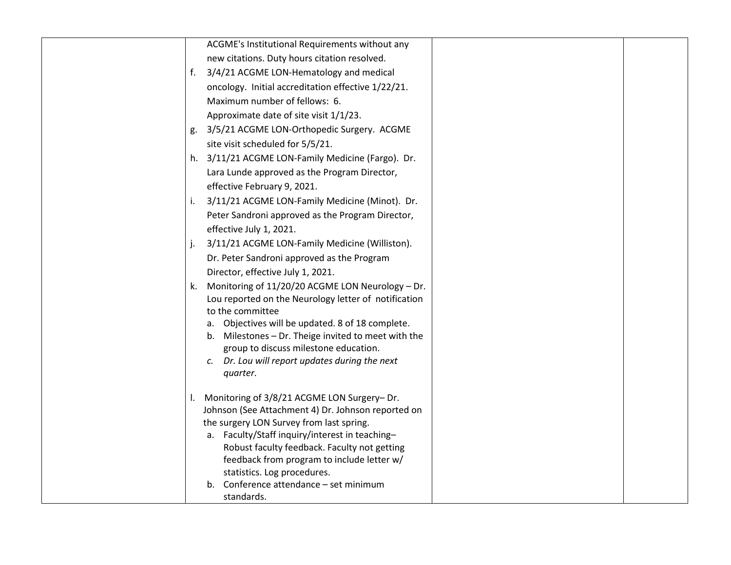| | | | |
|---|---|---|---|
| | ACGME's Institutional Requirements without any new citations. Duty hours citation resolved.<br>f. 3/4/21 ACGME LON-Hematology and medical oncology. Initial accreditation effective 1/22/21. Maximum number of fellows: 6. Approximate date of site visit 1/1/23.<br>g. 3/5/21 ACGME LON-Orthopedic Surgery. ACGME site visit scheduled for 5/5/21.<br>h. 3/11/21 ACGME LON-Family Medicine (Fargo). Dr. Lara Lunde approved as the Program Director, effective February 9, 2021.<br>i. 3/11/21 ACGME LON-Family Medicine (Minot). Dr. Peter Sandroni approved as the Program Director, effective July 1, 2021.<br>j. 3/11/21 ACGME LON-Family Medicine (Williston). Dr. Peter Sandroni approved as the Program Director, effective July 1, 2021.<br>k. Monitoring of 11/20/20 ACGME LON Neurology – Dr. Lou reported on the Neurology letter of notification to the committee<br>&nbsp;&nbsp;a. Objectives will be updated. 8 of 18 complete.<br>&nbsp;&nbsp;b. Milestones – Dr. Theige invited to meet with the group to discuss milestone education.<br>&nbsp;&nbsp;*c. Dr. Lou will report updates during the next quarter.*<br><br>l. Monitoring of 3/8/21 ACGME LON Surgery– Dr. Johnson (See Attachment 4) Dr. Johnson reported on the surgery LON Survey from last spring.<br>&nbsp;&nbsp;a. Faculty/Staff inquiry/interest in teaching– Robust faculty feedback. Faculty not getting feedback from program to include letter w/ statistics. Log procedures.<br>&nbsp;&nbsp;b. Conference attendance – set minimum standards. | | |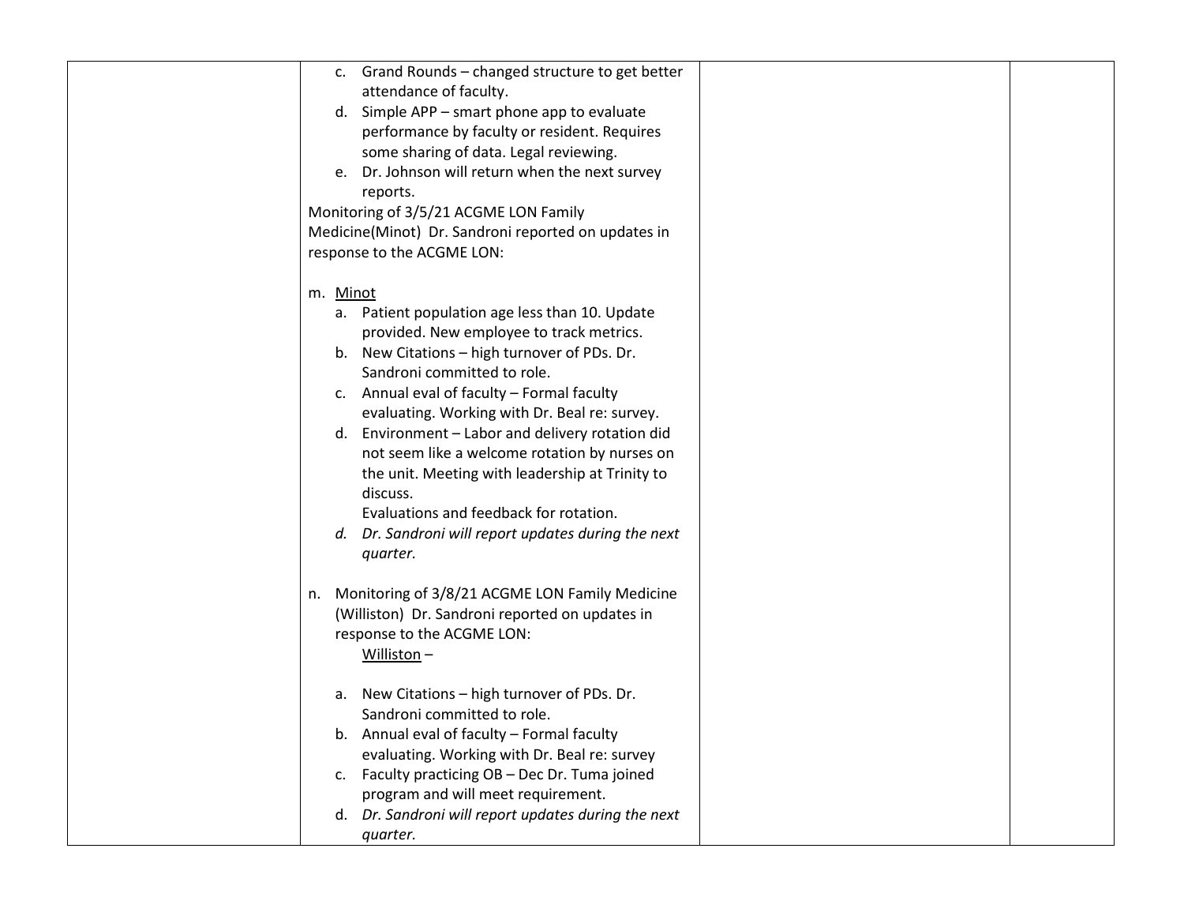| | | | |
|---|---|---|---|
| | c. Grand Rounds – changed structure to get better attendance of faculty.<br>d. Simple APP – smart phone app to evaluate performance by faculty or resident. Requires some sharing of data. Legal reviewing.<br>e. Dr. Johnson will return when the next survey reports.<br>Monitoring of 3/5/21 ACGME LON Family Medicine(Minot) Dr. Sandroni reported on updates in response to the ACGME LON:<br><br>m. <u>Minot</u><br>a. Patient population age less than 10. Update provided. New employee to track metrics.<br>b. New Citations – high turnover of PDs. Dr. Sandroni committed to role.<br>c. Annual eval of faculty – Formal faculty evaluating. Working with Dr. Beal re: survey.<br>d. Environment – Labor and delivery rotation did not seem like a welcome rotation by nurses on the unit. Meeting with leadership at Trinity to discuss.<br>Evaluations and feedback for rotation.<br>*d. Dr. Sandroni will report updates during the next quarter.*<br><br>n. Monitoring of 3/8/21 ACGME LON Family Medicine (Williston) Dr. Sandroni reported on updates in response to the ACGME LON:<br><u>Williston</u> –<br><br>a. New Citations – high turnover of PDs. Dr. Sandroni committed to role.<br>b. Annual eval of faculty – Formal faculty evaluating. Working with Dr. Beal re: survey<br>c. Faculty practicing OB – Dec Dr. Tuma joined program and will meet requirement.<br>d. *Dr. Sandroni will report updates during the next quarter.* | | |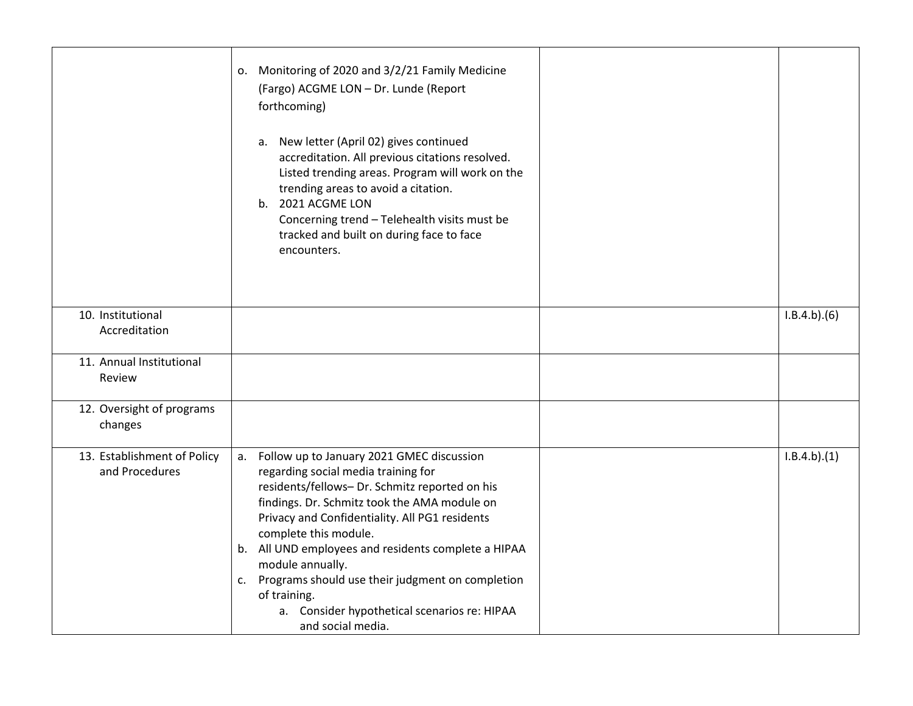| | | | |
|---|---|---|---|
| | o. Monitoring of 2020 and 3/2/21 Family Medicine (Fargo) ACGME LON – Dr. Lunde (Report forthcoming)<br><br>a. New letter (April 02) gives continued accreditation. All previous citations resolved. Listed trending areas. Program will work on the trending areas to avoid a citation.<br>b. 2021 ACGME LON<br>Concerning trend – Telehealth visits must be tracked and built on during face to face encounters. | | |
| 10. Institutional Accreditation | | | I.B.4.b).(6) |
| 11. Annual Institutional Review | | | |
| 12. Oversight of programs changes | | | |
| 13. Establishment of Policy and Procedures | a. Follow up to January 2021 GMEC discussion regarding social media training for residents/fellows– Dr. Schmitz reported on his findings. Dr. Schmitz took the AMA module on Privacy and Confidentiality. All PG1 residents complete this module.<br>b. All UND employees and residents complete a HIPAA module annually.<br>c. Programs should use their judgment on completion of training.<br>a. Consider hypothetical scenarios re: HIPAA and social media. | | I.B.4.b).(1) |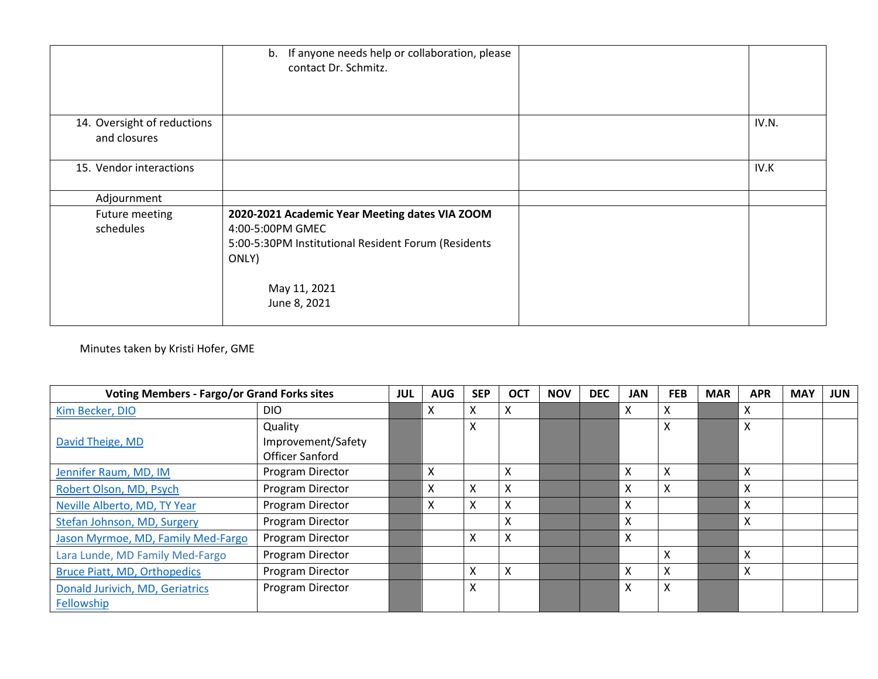| | | | |
|---|---|---|---|
| | b. If anyone needs help or collaboration, please contact Dr. Schmitz. | | |
| 14. Oversight of reductions and closures | | | IV.N. |
| 15. Vendor interactions | | | IV.K |
| Adjournment | | | |
| Future meeting schedules | **2020-2021 Academic Year Meeting dates VIA ZOOM**<br>4:00-5:00PM GMEC<br>5:00-5:30PM Institutional Resident Forum (Residents ONLY)<br><br>May 11, 2021<br>June 8, 2021 | | |

Minutes taken by Kristi Hofer, GME

| Voting Members - Fargo/or Grand Forks sites | | JUL | AUG | SEP | OCT | NOV | DEC | JAN | FEB | MAR | APR | MAY | JUN |
|---|---|---|---|---|---|---|---|---|---|---|---|---|---|
| Kim Becker, DIO | DIO | | X | X | X | | | X | X | | X | | |
| David Theige, MD | Quality Improvement/Safety Officer Sanford | | | X | | | | | X | | X | | |
| Jennifer Raum, MD, IM | Program Director | | X | | X | | | X | X | | X | | |
| Robert Olson, MD, Psych | Program Director | | X | X | X | | | X | X | | X | | |
| Neville Alberto, MD, TY Year | Program Director | | X | X | X | | | X | | | X | | |
| Stefan Johnson, MD, Surgery | Program Director | | | | X | | | X | | | X | | |
| Jason Myrmoe, MD, Family Med-Fargo | Program Director | | | X | X | | | X | | | | | |
| Lara Lunde, MD Family Med-Fargo | Program Director | | | | | | | | X | | X | | |
| Bruce Piatt, MD, Orthopedics | Program Director | | | X | X | | | X | X | | X | | |
| Donald Jurivich, MD, Geriatrics Fellowship | Program Director | | | X | | | | X | X | | | | |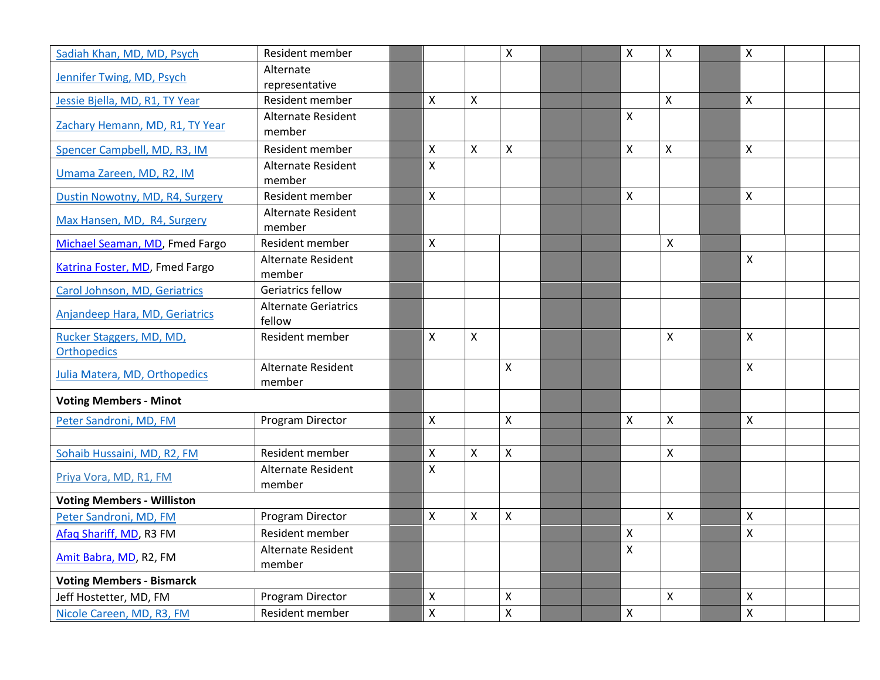| | | | | | | | | | | | | | |
|---|---|---|---|---|---|---|---|---|---|---|---|---|---|
| Sadiah Khan, MD, MD, Psych | Resident member | | | | X | | | X | X | | X | | |
| Jennifer Twing, MD, Psych | Alternate representative | | | | | | | | | | | | |
| Jessie Bjella, MD, R1, TY Year | Resident member | | X | X | | | | | X | | X | | |
| Zachary Hemann, MD, R1, TY Year | Alternate Resident member | | | | | | | X | | | | | |
| Spencer Campbell, MD, R3, IM | Resident member | | X | X | X | | | X | X | | X | | |
| Umama Zareen, MD, R2, IM | Alternate Resident member | | X | | | | | | | | | | |
| Dustin Nowotny, MD, R4, Surgery | Resident member | | X | | | | | X | | | X | | |
| Max Hansen, MD, R4, Surgery | Alternate Resident member | | | | | | | | | | | | |
| Michael Seaman, MD, Fmed Fargo | Resident member | | X | | | | | | X | | | | |
| Katrina Foster, MD, Fmed Fargo | Alternate Resident member | | | | | | | | | | X | | |
| Carol Johnson, MD, Geriatrics | Geriatrics fellow | | | | | | | | | | | | |
| Anjandeep Hara, MD, Geriatrics | Alternate Geriatrics fellow | | | | | | | | | | | | |
| Rucker Staggers, MD, MD, Orthopedics | Resident member | | X | X | | | | | X | | X | | |
| Julia Matera, MD, Orthopedics | Alternate Resident member | | | | X | | | | | | X | | |
| **Voting Members - Minot** | | | | | | | | | | | | | |
| Peter Sandroni, MD, FM | Program Director | | X | | X | | | X | X | | X | | |
| | | | | | | | | | | | | | |
| Sohaib Hussaini, MD, R2, FM | Resident member | | X | X | X | | | | X | | | | |
| Priya Vora, MD, R1, FM | Alternate Resident member | | X | | | | | | | | | | |
| **Voting Members - Williston** | | | | | | | | | | | | | |
| Peter Sandroni, MD, FM | Program Director | | X | X | X | | | | X | | X | | |
| Afaq Shariff, MD, R3 FM | Resident member | | | | | | | X | | | X | | |
| Amit Babra, MD, R2, FM | Alternate Resident member | | | | | | | X | | | | | |
| **Voting Members - Bismarck** | | | | | | | | | | | | | |
| Jeff Hostetter, MD, FM | Program Director | | X | | X | | | | X | | X | | |
| Nicole Careen, MD, R3, FM | Resident member | | X | | X | | | X | | | X | | |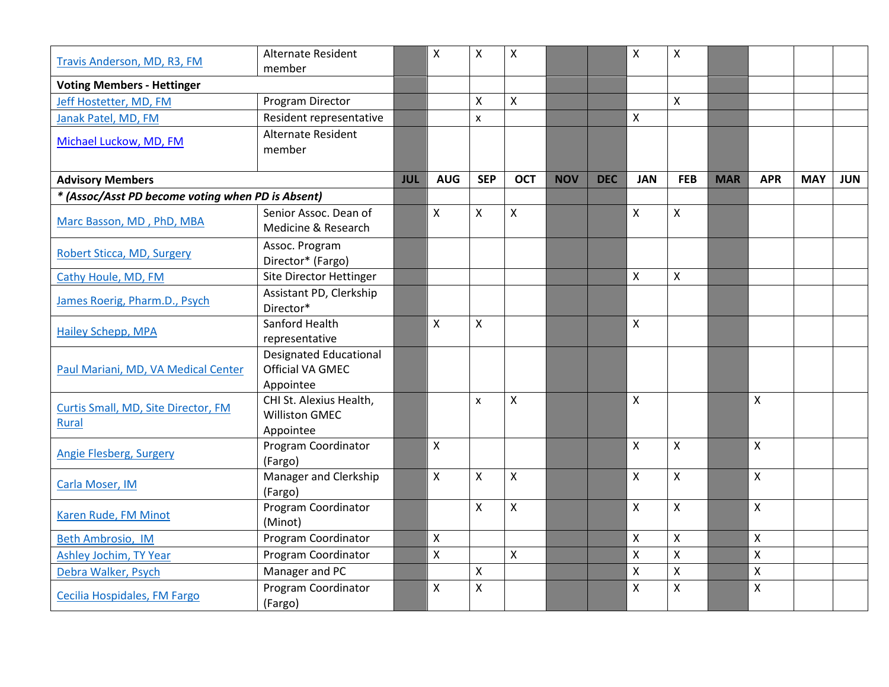| Travis Anderson, MD, R3, FM | Alternate Resident member | | X | X | X | | | X | X | | | | |
|---|---|---|---|---|---|---|---|---|---|---|---|---|---|
| **Voting Members - Hettinger** | | | | | | | | | | | | | |
| Jeff Hostetter, MD, FM | Program Director | | | X | X | | | | X | | | | |
| Janak Patel, MD, FM | Resident representative | | | x | | | | X | | | | | |
| Michael Luckow, MD, FM | Alternate Resident member | | | | | | | | | | | | |
| **Advisory Members** | | **JUL** | **AUG** | **SEP** | **OCT** | **NOV** | **DEC** | **JAN** | **FEB** | **MAR** | **APR** | **MAY** | **JUN** |
| ***\* (Assoc/Asst PD become voting when PD is Absent)*** | | | | | | | | | | | | | |
| Marc Basson, MD , PhD, MBA | Senior Assoc. Dean of Medicine & Research | | X | X | X | | | X | X | | | | |
| Robert Sticca, MD, Surgery | Assoc. Program Director* (Fargo) | | | | | | | | | | | | |
| Cathy Houle, MD, FM | Site Director Hettinger | | | | | | | X | X | | | | |
| James Roerig, Pharm.D., Psych | Assistant PD, Clerkship Director* | | | | | | | | | | | | |
| Hailey Schepp, MPA | Sanford Health representative | | X | X | | | | X | | | | | |
| Paul Mariani, MD, VA Medical Center | Designated Educational Official VA GMEC Appointee | | | | | | | | | | | | |
| Curtis Small, MD, Site Director, FM Rural | CHI St. Alexius Health, Williston GMEC Appointee | | | x | X | | | X | | | X | | |
| Angie Flesberg, Surgery | Program Coordinator (Fargo) | | X | | | | | X | X | | X | | |
| Carla Moser, IM | Manager and Clerkship (Fargo) | | X | X | X | | | X | X | | X | | |
| Karen Rude, FM Minot | Program Coordinator (Minot) | | | X | X | | | X | X | | X | | |
| Beth Ambrosio, IM | Program Coordinator | | X | | | | | X | X | | X | | |
| Ashley Jochim, TY Year | Program Coordinator | | X | | X | | | X | X | | X | | |
| Debra Walker, Psych | Manager and PC | | | X | | | | X | X | | X | | |
| Cecilia Hospidales, FM Fargo | Program Coordinator (Fargo) | | X | X | | | | X | X | | X | | |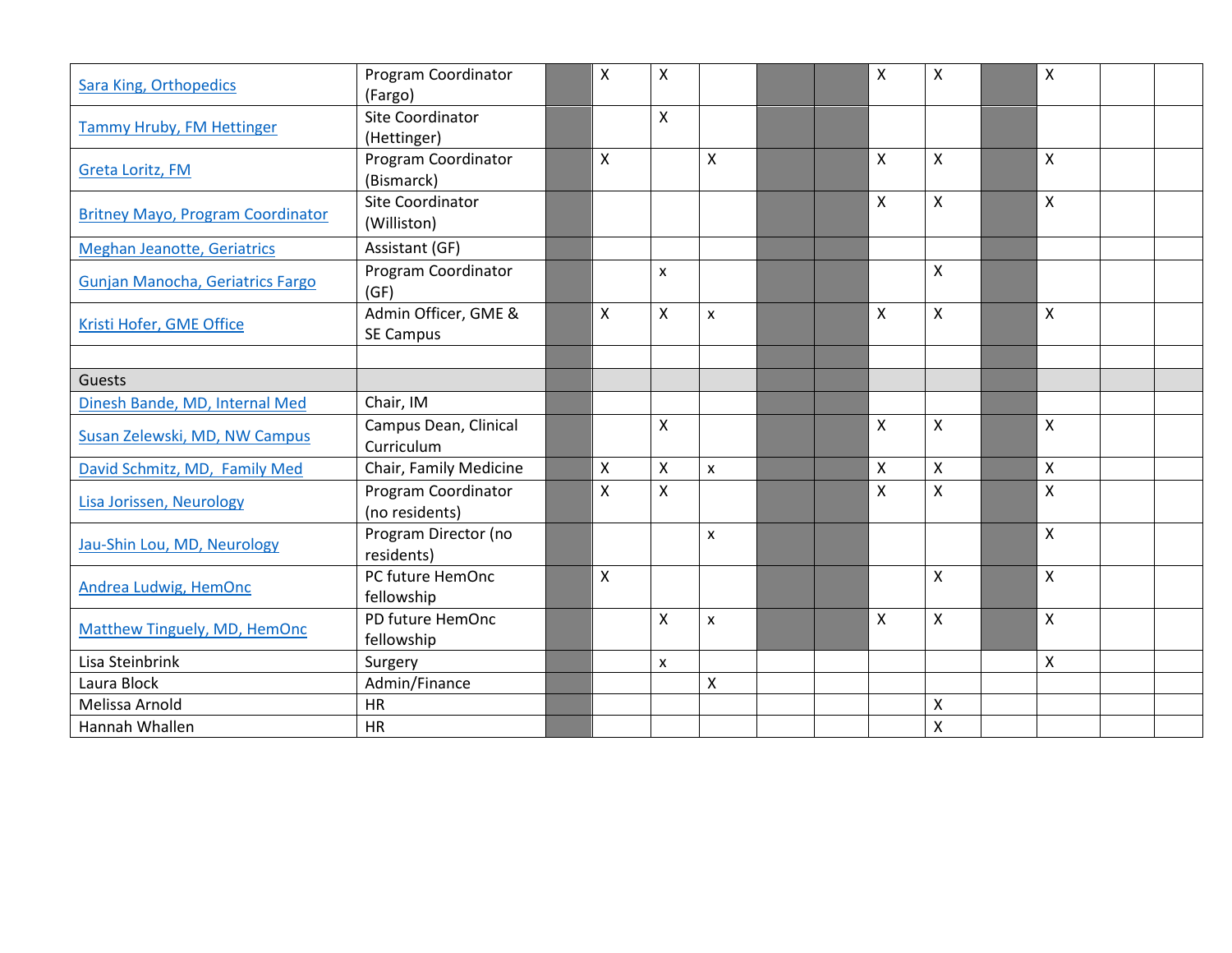| | | | | | | | | | | | | | |
|---|---|---|---|---|---|---|---|---|---|---|---|---|---|
| Sara King, Orthopedics | Program Coordinator (Fargo) | | X | X | | | | X | X | | X | | |
| Tammy Hruby, FM Hettinger | Site Coordinator (Hettinger) | | | X | | | | | | | | | |
| Greta Loritz, FM | Program Coordinator (Bismarck) | | X | | X | | | X | X | | X | | |
| Britney Mayo, Program Coordinator | Site Coordinator (Williston) | | | | | | | X | X | | X | | |
| Meghan Jeanotte, Geriatrics | Assistant (GF) | | | | | | | | | | | | |
| Gunjan Manocha, Geriatrics Fargo | Program Coordinator (GF) | | | x | | | | | X | | | | |
| Kristi Hofer, GME Office | Admin Officer, GME & SE Campus | | X | X | x | | | X | X | | X | | |
| | | | | | | | | | | | | | |
| Guests | | | | | | | | | | | | | |
| Dinesh Bande, MD, Internal Med | Chair, IM | | | | | | | | | | | | |
| Susan Zelewski, MD, NW Campus | Campus Dean, Clinical Curriculum | | | X | | | | X | X | | X | | |
| David Schmitz, MD, Family Med | Chair, Family Medicine | | X | X | x | | | X | X | | X | | |
| Lisa Jorissen, Neurology | Program Coordinator (no residents) | | X | X | | | | X | X | | X | | |
| Jau-Shin Lou, MD, Neurology | Program Director (no residents) | | | | x | | | | | | X | | |
| Andrea Ludwig, HemOnc | PC future HemOnc fellowship | | X | | | | | | X | | X | | |
| Matthew Tinguely, MD, HemOnc | PD future HemOnc fellowship | | | X | x | | | X | X | | X | | |
| Lisa Steinbrink | Surgery | | | x | | | | | | | X | | |
| Laura Block | Admin/Finance | | | | X | | | | | | | | |
| Melissa Arnold | HR | | | | | | | | X | | | | |
| Hannah Whallen | HR | | | | | | | | X | | | | |